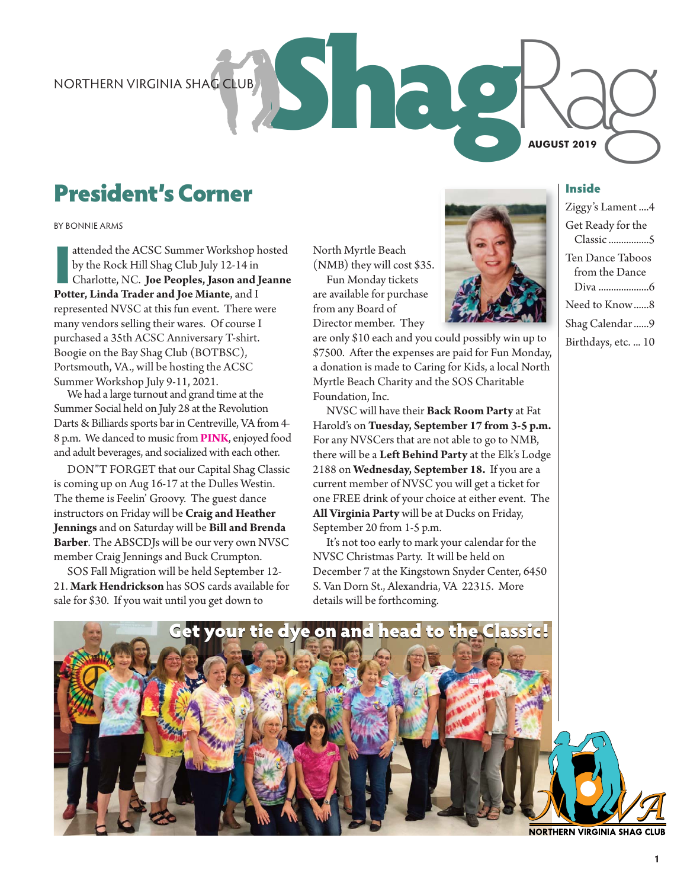NORTHERN VIRGINIA SHAG CLUB

# ShagRag

**AUGUST 2019**

## President's Corner

BY BONNIE ARMS

I attended the ACSC Summer Workshop hosted by the Rock Hill Shag Club July 12-14 in Charlotte, NC. **Joe Peoples, Jason and Jeanne Potter, Linda Trader and Joe Miante**, and I represented NVSC at this fun event. There were many vendors selling their wares. Of course I purchased a 35th ACSC Anniversary T-shirt. Boogie on the Bay Shag Club (BOTBSC), Portsmouth, VA., will be hosting the ACSC Summer Workshop July 9-11, 2021.

We had a large turnout and grand time at the Summer Social held on July 28 at the Revolution Darts & Billiards sports bar in Centreville, VA from 4-8 p.m. We danced to music from **PINK**, enjoyed food and adult beverages, and socialized with each other.

DON"T FORGET that our Capital Shag Classic is coming up on Aug 16-17 at the Dulles Westin. The theme is Feelin' Groovy. The guest dance instructors on Friday will be **Craig and Heather Jennings** and on Saturday will be **Bill and Brenda Barber**. The ABSCDJs will be our very own NVSC member Craig Jennings and Buck Crumpton.

SOS Fall Migration will be held September 12-21. **Mark Hendrickson** has SOS cards available for sale for $30. If you wait until you get down to North Myrtle Beach (NMB) they will cost $35.

Fun Monday tickets are available for purchase from any Board of Director member. They are only $10 each and you could possibly win up to $7500. After the expenses are paid for Fun Monday, a donation is made to Caring for Kids, a local North Myrtle Beach Charity and the SOS Charitable Foundation, Inc.

NVSC will have their **Back Room Party** at Fat Harold's on **Tuesday, September 17 from 3-5 p.m.** For any NVSCers that are not able to go to NMB, there will be a **Left Behind Party** at the Elk's Lodge 2188 on **Wednesday, September 18.** If you are a current member of NVSC you will get a ticket for one FREE drink of your choice at either event. The **All Virginia Party** will be at Ducks on Friday, September 20 from 1-5 p.m.

It's not too early to mark your calendar for the NVSC Christmas Party. It will be held on December 7 at the Kingstown Snyder Center, 6450 S. Van Dorn St., Alexandria, VA 22315. More details will be forthcoming.

### Inside

- Ziggy's Lament ....4
- Get Ready for the Classic ................5
- Ten Dance Taboos from the Dance Diva ....................6
- Need to Know......8
- Shag Calendar......9
- Birthdays, etc. ... 10

Get your tie dye on and head to the Classic!

NORTHERN VIRGINIA SHAG CLUB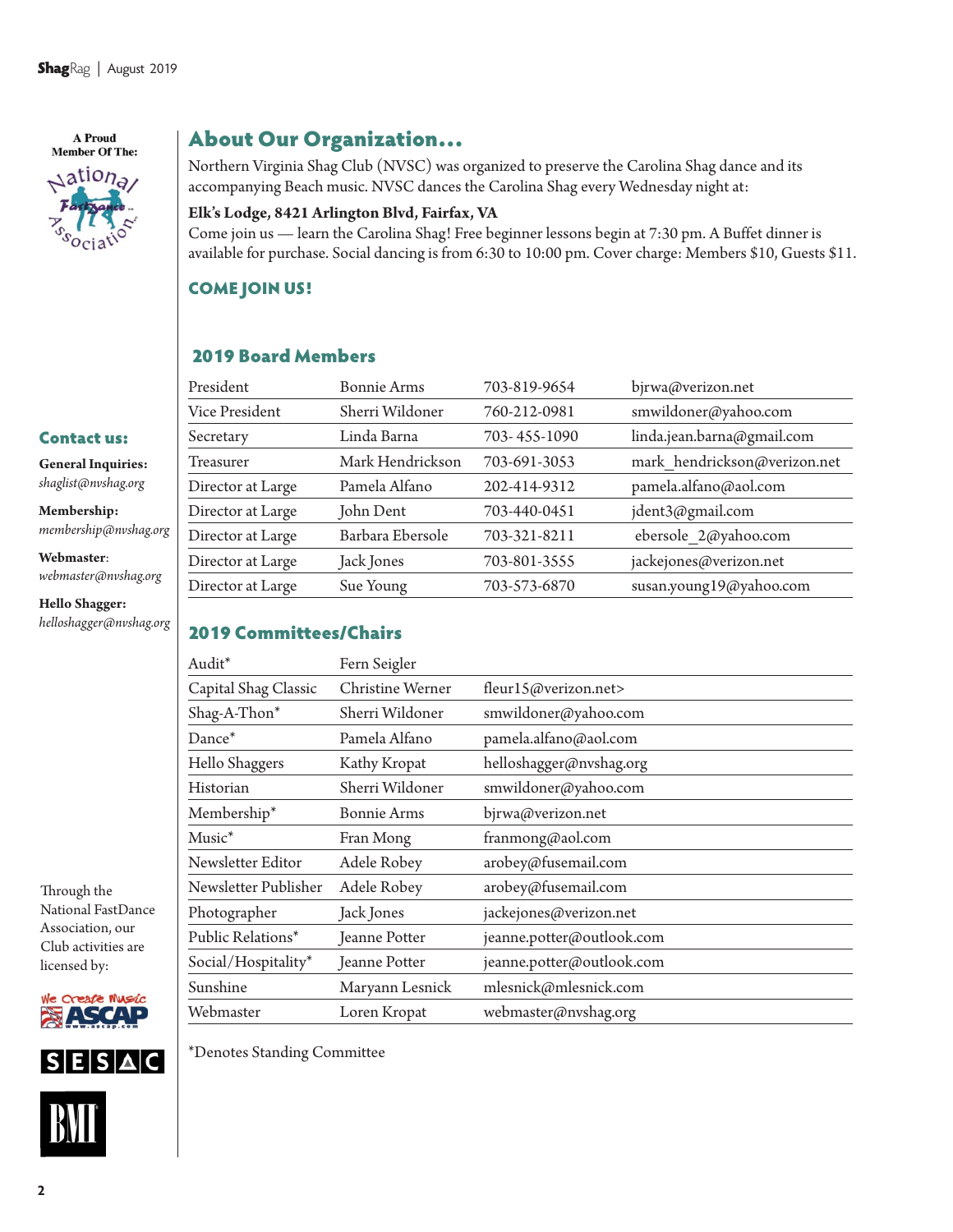A Proud Member Of The:

National FastDance Association

## About Our Organization...

Northern Virginia Shag Club (NVSC) was organized to preserve the Carolina Shag dance and its accompanying Beach music. NVSC dances the Carolina Shag every Wednesday night at:

**Elk's Lodge, 8421 Arlington Blvd, Fairfax, VA**

Come join us — learn the Carolina Shag! Free beginner lessons begin at 7:30 pm. A Buffet dinner is available for purchase. Social dancing is from 6:30 to 10:00 pm. Cover charge: Members $10, Guests $11.

**COME JOIN US!**

### 2019 Board Members

| | | | |
|---|---|---|---|
| President | Bonnie Arms | 703-819-9654 | bjrwa@verizon.net |
| Vice President | Sherri Wildoner | 760-212-0981 | smwildoner@yahoo.com |
| Secretary | Linda Barna | 703- 455-1090 | linda.jean.barna@gmail.com |
| Treasurer | Mark Hendrickson | 703-691-3053 | mark_hendrickson@verizon.net |
| Director at Large | Pamela Alfano | 202-414-9312 | pamela.alfano@aol.com |
| Director at Large | John Dent | 703-440-0451 | jdent3@gmail.com |
| Director at Large | Barbara Ebersole | 703-321-8211 | ebersole_2@yahoo.com |
| Director at Large | Jack Jones | 703-801-3555 | jackejones@verizon.net |
| Director at Large | Sue Young | 703-573-6870 | susan.young19@yahoo.com |

### 2019 Committees/Chairs

| | | |
|---|---|---|
| Audit* | Fern Seigler | |
| Capital Shag Classic | Christine Werner | fleur15@verizon.net> |
| Shag-A-Thon* | Sherri Wildoner | smwildoner@yahoo.com |
| Dance* | Pamela Alfano | pamela.alfano@aol.com |
| Hello Shaggers | Kathy Kropat | helloshagger@nvshag.org |
| Historian | Sherri Wildoner | smwildoner@yahoo.com |
| Membership* | Bonnie Arms | bjrwa@verizon.net |
| Music* | Fran Mong | franmong@aol.com |
| Newsletter Editor | Adele Robey | arobey@fusemail.com |
| Newsletter Publisher | Adele Robey | arobey@fusemail.com |
| Photographer | Jack Jones | jackejones@verizon.net |
| Public Relations* | Jeanne Potter | jeanne.potter@outlook.com |
| Social/Hospitality* | Jeanne Potter | jeanne.potter@outlook.com |
| Sunshine | Maryann Lesnick | mlesnick@mlesnick.com |
| Webmaster | Loren Kropat | webmaster@nvshag.org |

*Denotes Standing Committee

### Contact us:

**General Inquiries:**
*shaglist@nvshag.org*

**Membership:**
*membership@nvshag.org*

**Webmaster:**
*webmaster@nvshag.org*

**Hello Shagger:**
*helloshagger@nvshag.org*

Through the National FastDance Association, our Club activities are licensed by:

ASCAP, SESAC, BMI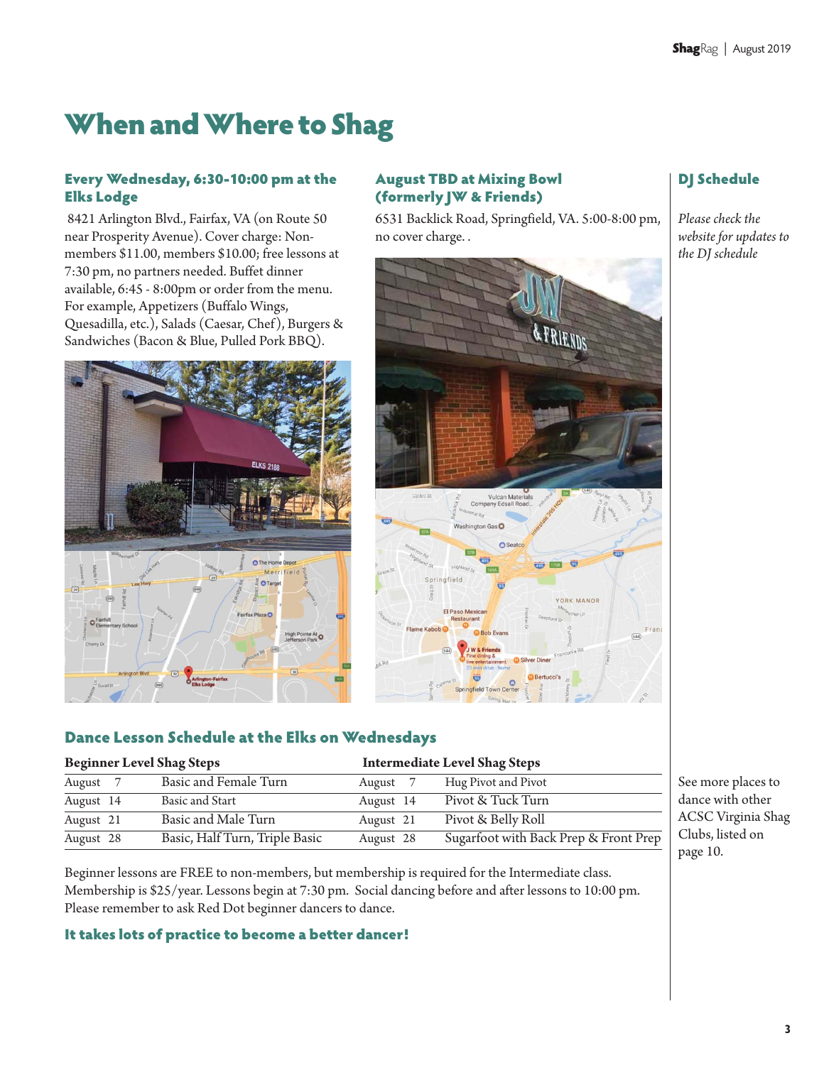# When and Where to Shag

### Every Wednesday, 6:30-10:00 pm at the Elks Lodge

8421 Arlington Blvd., Fairfax, VA (on Route 50 near Prosperity Avenue). Cover charge: Non-members $11.00, members $10.00; free lessons at 7:30 pm, no partners needed. Buffet dinner available, 6:45 - 8:00pm or order from the menu. For example, Appetizers (Buffalo Wings, Quesadilla, etc.), Salads (Caesar, Chef), Burgers & Sandwiches (Bacon & Blue, Pulled Pork BBQ).

### August TBD at Mixing Bowl (formerly JW & Friends)

6531 Backlick Road, Springfield, VA. 5:00-8:00 pm, no cover charge. .

### DJ Schedule

*Please check the website for updates to the DJ schedule*

### Dance Lesson Schedule at the Elks on Wednesdays

| Beginner Level Shag Steps | | Intermediate Level Shag Steps | |
|---|---|---|---|
| August 7 | Basic and Female Turn | August 7 | Hug Pivot and Pivot |
| August 14 | Basic and Start | August 14 | Pivot & Tuck Turn |
| August 21 | Basic and Male Turn | August 21 | Pivot & Belly Roll |
| August 28 | Basic, Half Turn, Triple Basic | August 28 | Sugarfoot with Back Prep & Front Prep |

Beginner lessons are FREE to non-members, but membership is required for the Intermediate class. Membership is $25/year. Lessons begin at 7:30 pm. Social dancing before and after lessons to 10:00 pm. Please remember to ask Red Dot beginner dancers to dance.

See more places to dance with other ACSC Virginia Shag Clubs, listed on page 10.

### It takes lots of practice to become a better dancer!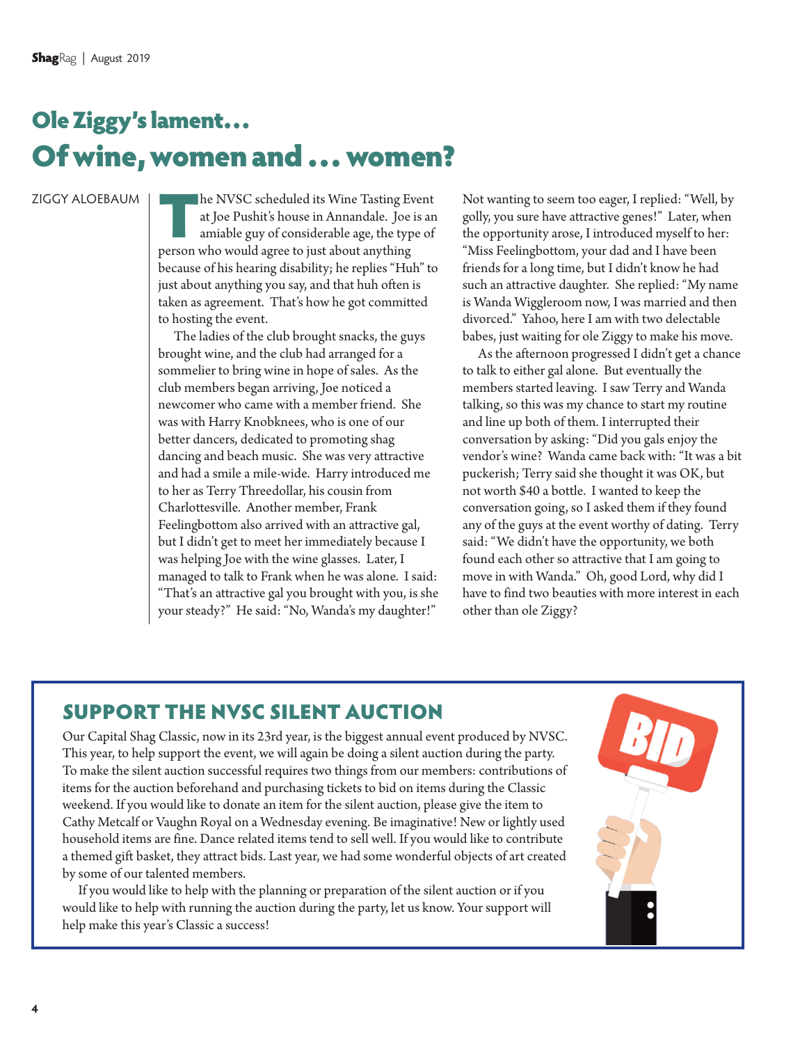# Ole Ziggy's lament…

# Of wine, women and … women?

ZIGGY ALOEBAUM

The NVSC scheduled its Wine Tasting Event at Joe Pushit's house in Annandale. Joe is an amiable guy of considerable age, the type of person who would agree to just about anything because of his hearing disability; he replies "Huh" to just about anything you say, and that huh often is taken as agreement. That's how he got committed to hosting the event.

The ladies of the club brought snacks, the guys brought wine, and the club had arranged for a sommelier to bring wine in hope of sales. As the club members began arriving, Joe noticed a newcomer who came with a member friend. She was with Harry Knobknees, who is one of our better dancers, dedicated to promoting shag dancing and beach music. She was very attractive and had a smile a mile-wide. Harry introduced me to her as Terry Threedollar, his cousin from Charlottesville. Another member, Frank Feelingbottom also arrived with an attractive gal, but I didn't get to meet her immediately because I was helping Joe with the wine glasses. Later, I managed to talk to Frank when he was alone. I said: "That's an attractive gal you brought with you, is she your steady?" He said: "No, Wanda's my daughter!" Not wanting to seem too eager, I replied: "Well, by golly, you sure have attractive genes!" Later, when the opportunity arose, I introduced myself to her: "Miss Feelingbottom, your dad and I have been friends for a long time, but I didn't know he had such an attractive daughter. She replied: "My name is Wanda Wiggleroom now, I was married and then divorced." Yahoo, here I am with two delectable babes, just waiting for ole Ziggy to make his move.

As the afternoon progressed I didn't get a chance to talk to either gal alone. But eventually the members started leaving. I saw Terry and Wanda talking, so this was my chance to start my routine and line up both of them. I interrupted their conversation by asking: "Did you gals enjoy the vendor's wine? Wanda came back with: "It was a bit puckerish; Terry said she thought it was OK, but not worth $40 a bottle. I wanted to keep the conversation going, so I asked them if they found any of the guys at the event worthy of dating. Terry said: "We didn't have the opportunity, we both found each other so attractive that I am going to move in with Wanda." Oh, good Lord, why did I have to find two beauties with more interest in each other than ole Ziggy?

## SUPPORT THE NVSC SILENT AUCTION

Our Capital Shag Classic, now in its 23rd year, is the biggest annual event produced by NVSC. This year, to help support the event, we will again be doing a silent auction during the party. To make the silent auction successful requires two things from our members: contributions of items for the auction beforehand and purchasing tickets to bid on items during the Classic weekend. If you would like to donate an item for the silent auction, please give the item to Cathy Metcalf or Vaughn Royal on a Wednesday evening. Be imaginative! New or lightly used household items are fine. Dance related items tend to sell well. If you would like to contribute a themed gift basket, they attract bids. Last year, we had some wonderful objects of art created by some of our talented members.

If you would like to help with the planning or preparation of the silent auction or if you would like to help with running the auction during the party, let us know. Your support will help make this year's Classic a success!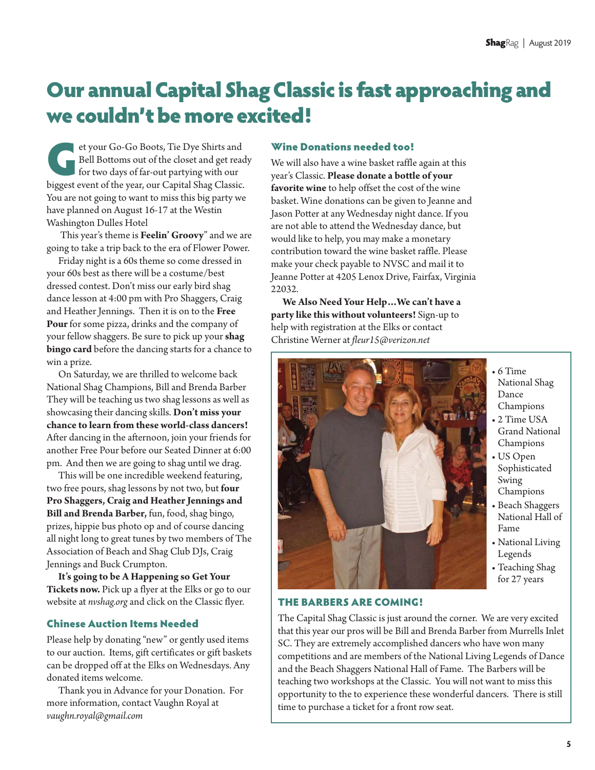# Our annual Capital Shag Classic is fast approaching and we couldn't be more excited!

Get your Go-Go Boots, Tie Dye Shirts and Bell Bottoms out of the closet and get ready for two days of far-out partying with our biggest event of the year, our Capital Shag Classic. You are not going to want to miss this big party we have planned on August 16-17 at the Westin Washington Dulles Hotel

This year's theme is **Feelin' Groovy**" and we are going to take a trip back to the era of Flower Power.

Friday night is a 60s theme so come dressed in your 60s best as there will be a costume/best dressed contest. Don't miss our early bird shag dance lesson at 4:00 pm with Pro Shaggers, Craig and Heather Jennings. Then it is on to the **Free Pour** for some pizza, drinks and the company of your fellow shaggers. Be sure to pick up your **shag bingo card** before the dancing starts for a chance to win a prize.

On Saturday, we are thrilled to welcome back National Shag Champions, Bill and Brenda Barber They will be teaching us two shag lessons as well as showcasing their dancing skills. **Don't miss your chance to learn from these world-class dancers!** After dancing in the afternoon, join your friends for another Free Pour before our Seated Dinner at 6:00 pm. And then we are going to shag until we drag.

This will be one incredible weekend featuring, two free pours, shag lessons by not two, but **four Pro Shaggers, Craig and Heather Jennings and Bill and Brenda Barber,** fun, food, shag bingo, prizes, hippie bus photo op and of course dancing all night long to great tunes by two members of The Association of Beach and Shag Club DJs, Craig Jennings and Buck Crumpton.

**It's going to be A Happening so Get Your Tickets now.** Pick up a flyer at the Elks or go to our website at *nvshag.org* and click on the Classic flyer.

## Chinese Auction Items Needed

Please help by donating "new" or gently used items to our auction. Items, gift certificates or gift baskets can be dropped off at the Elks on Wednesdays. Any donated items welcome.

Thank you in Advance for your Donation. For more information, contact Vaughn Royal at *vaughn.royal@gmail.com*

## Wine Donations needed too!

We will also have a wine basket raffle again at this year's Classic. **Please donate a bottle of your favorite wine** to help offset the cost of the wine basket. Wine donations can be given to Jeanne and Jason Potter at any Wednesday night dance. If you are not able to attend the Wednesday dance, but would like to help, you may make a monetary contribution toward the wine basket raffle. Please make your check payable to NVSC and mail it to Jeanne Potter at 4205 Lenox Drive, Fairfax, Virginia 22032.

**We Also Need Your Help…We can't have a party like this without volunteers!** Sign-up to help with registration at the Elks or contact Christine Werner at *fleur15@verizon.net*

- 6 Time National Shag Dance Champions
- 2 Time USA Grand National Champions
- US Open Sophisticated Swing Champions
- Beach Shaggers National Hall of Fame
- National Living Legends
- Teaching Shag for 27 years

## THE BARBERS ARE COMING!

The Capital Shag Classic is just around the corner. We are very excited that this year our pros will be Bill and Brenda Barber from Murrells Inlet SC. They are extremely accomplished dancers who have won many competitions and are members of the National Living Legends of Dance and the Beach Shaggers National Hall of Fame. The Barbers will be teaching two workshops at the Classic. You will not want to miss this opportunity to the to experience these wonderful dancers. There is still time to purchase a ticket for a front row seat.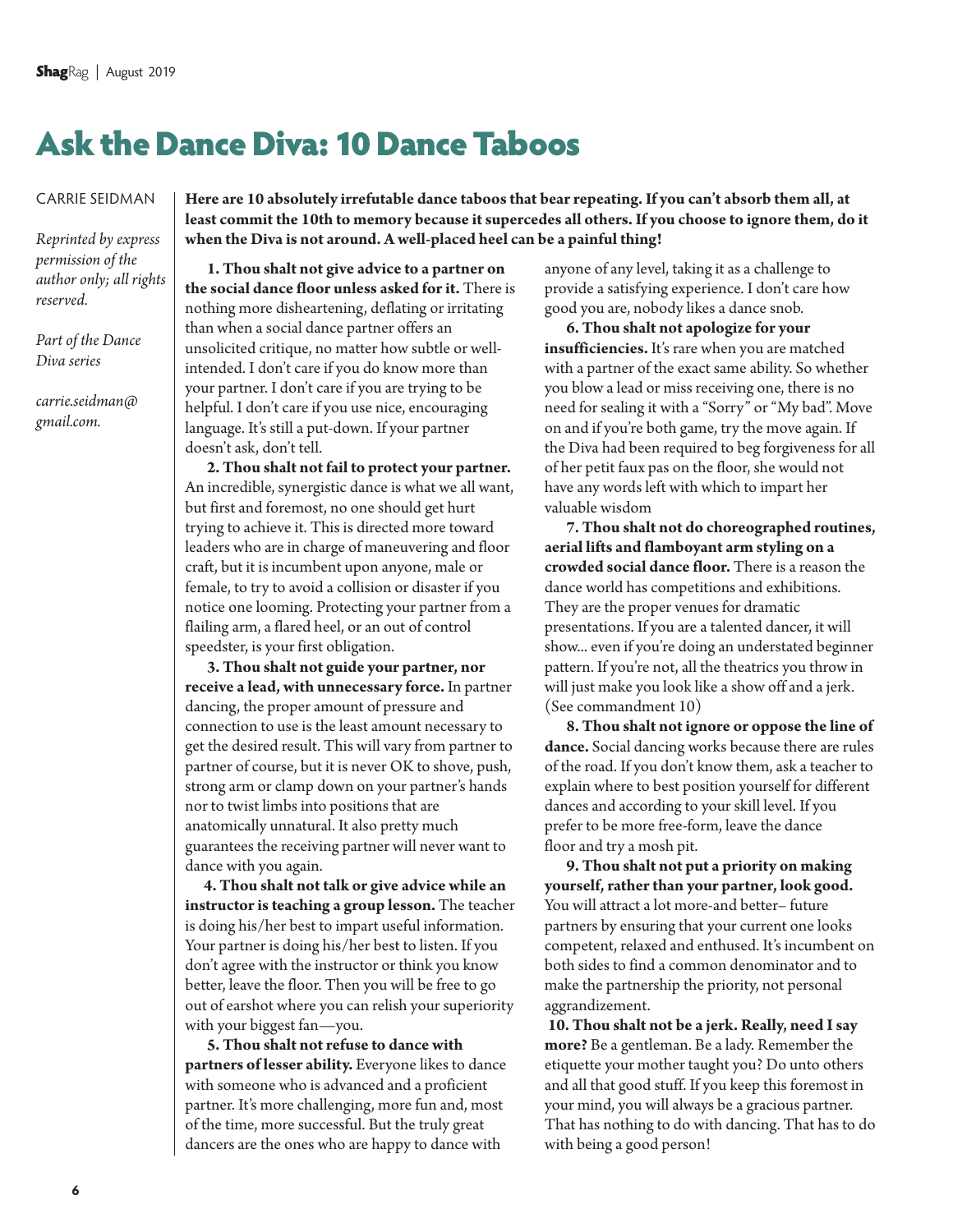# Ask the Dance Diva: 10 Dance Taboos

CARRIE SEIDMAN

*Reprinted by express permission of the author only; all rights reserved.*

*Part of the Dance Diva series*

*carrie.seidman@gmail.com.*

**Here are 10 absolutely irrefutable dance taboos that bear repeating. If you can't absorb them all, at least commit the 10th to memory because it supercedes all others. If you choose to ignore them, do it when the Diva is not around. A well-placed heel can be a painful thing!**

**1. Thou shalt not give advice to a partner on the social dance floor unless asked for it.** There is nothing more disheartening, deflating or irritating than when a social dance partner offers an unsolicited critique, no matter how subtle or well-intended. I don't care if you do know more than your partner. I don't care if you are trying to be helpful. I don't care if you use nice, encouraging language. It's still a put-down. If your partner doesn't ask, don't tell.

**2. Thou shalt not fail to protect your partner.** An incredible, synergistic dance is what we all want, but first and foremost, no one should get hurt trying to achieve it. This is directed more toward leaders who are in charge of maneuvering and floor craft, but it is incumbent upon anyone, male or female, to try to avoid a collision or disaster if you notice one looming. Protecting your partner from a flailing arm, a flared heel, or an out of control speedster, is your first obligation.

**3. Thou shalt not guide your partner, nor receive a lead, with unnecessary force.** In partner dancing, the proper amount of pressure and connection to use is the least amount necessary to get the desired result. This will vary from partner to partner of course, but it is never OK to shove, push, strong arm or clamp down on your partner's hands nor to twist limbs into positions that are anatomically unnatural. It also pretty much guarantees the receiving partner will never want to dance with you again.

**4. Thou shalt not talk or give advice while an instructor is teaching a group lesson.** The teacher is doing his/her best to impart useful information. Your partner is doing his/her best to listen. If you don't agree with the instructor or think you know better, leave the floor. Then you will be free to go out of earshot where you can relish your superiority with your biggest fan—you.

**5. Thou shalt not refuse to dance with partners of lesser ability.** Everyone likes to dance with someone who is advanced and a proficient partner. It's more challenging, more fun and, most of the time, more successful. But the truly great dancers are the ones who are happy to dance with anyone of any level, taking it as a challenge to provide a satisfying experience. I don't care how good you are, nobody likes a dance snob.

**6. Thou shalt not apologize for your insufficiencies.** It's rare when you are matched with a partner of the exact same ability. So whether you blow a lead or miss receiving one, there is no need for sealing it with a "Sorry" or "My bad". Move on and if you're both game, try the move again. If the Diva had been required to beg forgiveness for all of her petit faux pas on the floor, she would not have any words left with which to impart her valuable wisdom

**7. Thou shalt not do choreographed routines, aerial lifts and flamboyant arm styling on a crowded social dance floor.** There is a reason the dance world has competitions and exhibitions. They are the proper venues for dramatic presentations. If you are a talented dancer, it will show... even if you're doing an understated beginner pattern. If you're not, all the theatrics you throw in will just make you look like a show off and a jerk. (See commandment 10)

**8. Thou shalt not ignore or oppose the line of dance.** Social dancing works because there are rules of the road. If you don't know them, ask a teacher to explain where to best position yourself for different dances and according to your skill level. If you prefer to be more free-form, leave the dance floor and try a mosh pit.

**9. Thou shalt not put a priority on making yourself, rather than your partner, look good.** You will attract a lot more-and better– future partners by ensuring that your current one looks competent, relaxed and enthused. It's incumbent on both sides to find a common denominator and to make the partnership the priority, not personal aggrandizement.

**10. Thou shalt not be a jerk. Really, need I say more?** Be a gentleman. Be a lady. Remember the etiquette your mother taught you? Do unto others and all that good stuff. If you keep this foremost in your mind, you will always be a gracious partner. That has nothing to do with dancing. That has to do with being a good person!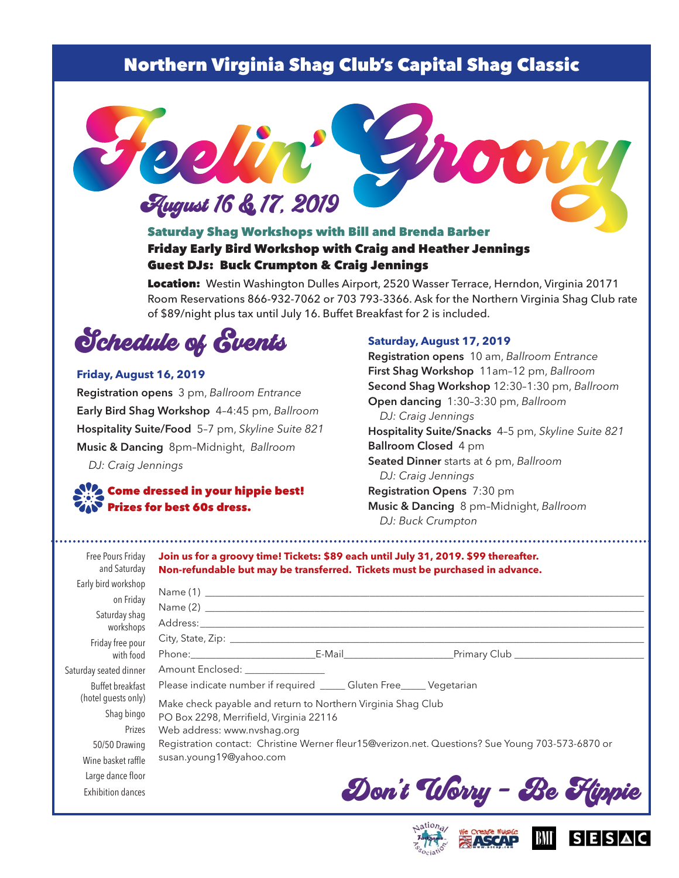# Northern Virginia Shag Club's Capital Shag Classic

# Feelin' Groovy

## August 16 & 17, 2019

**Saturday Shag Workshops with Bill and Brenda Barber**

**Friday Early Bird Workshop with Craig and Heather Jennings**

**Guest DJs: Buck Crumpton & Craig Jennings**

**Location:** Westin Washington Dulles Airport, 2520 Wasser Terrace, Herndon, Virginia 20171
Room Reservations 866-932-7062 or 703 793-3366. Ask for the Northern Virginia Shag Club rate of $89/night plus tax until July 16. Buffet Breakfast for 2 is included.

## Schedule of Events

### Friday, August 16, 2019

**Registration opens** 3 pm, *Ballroom Entrance*

**Early Bird Shag Workshop** 4–4:45 pm, *Ballroom*

**Hospitality Suite/Food** 5–7 pm, *Skyline Suite 821*

**Music & Dancing** 8pm–Midnight, *Ballroom*
*DJ: Craig Jennings*

**Come dressed in your hippie best! Prizes for best 60s dress.**

### Saturday, August 17, 2019

**Registration opens** 10 am, *Ballroom Entrance*

**First Shag Workshop** 11am–12 pm, *Ballroom*

**Second Shag Workshop** 12:30–1:30 pm, *Ballroom*

**Open dancing** 1:30–3:30 pm, *Ballroom*
*DJ: Craig Jennings*

**Hospitality Suite/Snacks** 4–5 pm, *Skyline Suite 821*

**Ballroom Closed** 4 pm

**Seated Dinner** starts at 6 pm, *Ballroom*
*DJ: Craig Jennings*

**Registration Opens** 7:30 pm

**Music & Dancing** 8 pm–Midnight, *Ballroom*
*DJ: Buck Crumpton*

---

Free Pours Friday and Saturday
Early bird workshop on Friday
Saturday shag workshops
Friday free pour with food
Saturday seated dinner
Buffet breakfast (hotel guests only)
Shag bingo
Prizes
50/50 Drawing
Wine basket raffle
Large dance floor
Exhibition dances

**Join us for a groovy time! Tickets: $89 each until July 31, 2019. $99 thereafter. Non-refundable but may be transferred. Tickets must be purchased in advance.**

Name (1) ______________________________

Name (2) ______________________________

Address: ______________________________

City, State, Zip: ______________________________

Phone: ______________ E-Mail ______________ Primary Club ______________

Amount Enclosed: ______________

Please indicate number if required _____ Gluten Free_____ Vegetarian

Make check payable and return to Northern Virginia Shag Club
PO Box 2298, Merrifield, Virginia 22116
Web address: www.nvshag.org
Registration contact: Christine Werner fleur15@verizon.net. Questions? Sue Young 703-573-6870 or susan.young19@yahoo.com

## Don't Worry – Be Hippie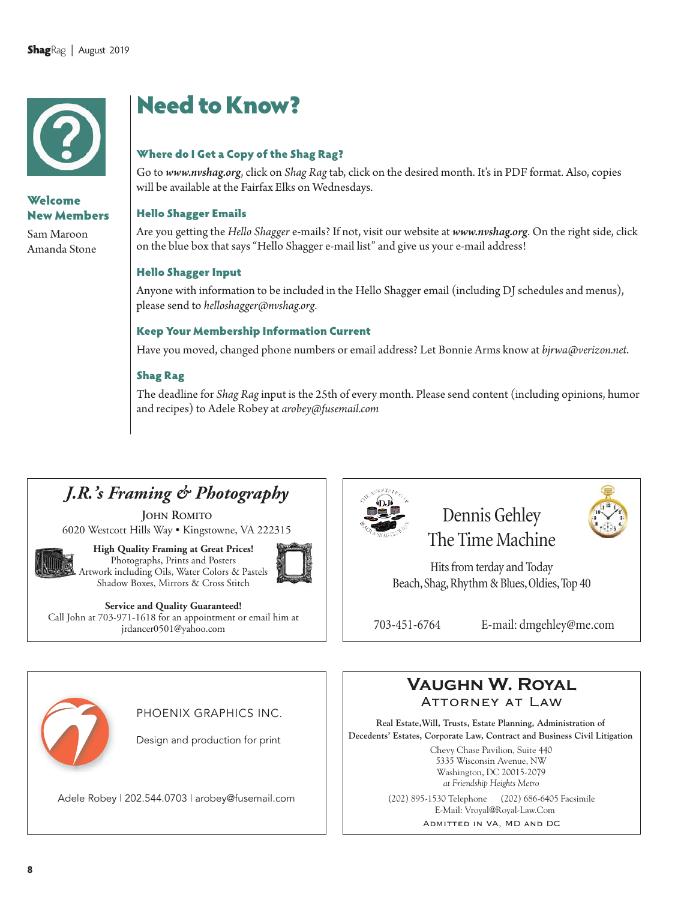# Need to Know?

## Welcome New Members

Sam Maroon
Amanda Stone

### Where do I Get a Copy of the Shag Rag?

Go to ***www.nvshag.org***, click on *Shag Rag* tab, click on the desired month. It's in PDF format. Also, copies will be available at the Fairfax Elks on Wednesdays.

### Hello Shagger Emails

Are you getting the *Hello Shagger* e-mails? If not, visit our website at ***www.nvshag.org***. On the right side, click on the blue box that says "Hello Shagger e-mail list" and give us your e-mail address!

### Hello Shagger Input

Anyone with information to be included in the Hello Shagger email (including DJ schedules and menus), please send to *helloshagger@nvshag.org*.

### Keep Your Membership Information Current

Have you moved, changed phone numbers or email address? Let Bonnie Arms know at *bjrwa@verizon.net*.

### Shag Rag

The deadline for *Shag Rag* input is the 25th of every month. Please send content (including opinions, humor and recipes) to Adele Robey at *arobey@fusemail.com*

---

## *J.R.'s Framing & Photography*

John Romito
6020 Westcott Hills Way • Kingstowne, VA 222315

**High Quality Framing at Great Prices!**
Photographs, Prints and Posters
Artwork including Oils, Water Colors & Pastels
Shadow Boxes, Mirrors & Cross Stitch

**Service and Quality Guaranteed!**
Call John at 703-971-1618 for an appointment or email him at jrdancer0501@yahoo.com

---

## Dennis Gehley
## The Time Machine

Hits from terday and Today
Beach, Shag, Rhythm & Blues, Oldies, Top 40

703-451-6764    E-mail: dmgehley@me.com

---

PHOENIX GRAPHICS INC.

Design and production for print

Adele Robey | 202.544.0703 | arobey@fusemail.com

---

## Vaughn W. Royal
### Attorney at Law

**Real Estate, Will, Trusts, Estate Planning, Administration of Decedents' Estates, Corporate Law, Contract and Business Civil Litigation**

Chevy Chase Pavilion, Suite 440
5335 Wisconsin Avenue, NW
Washington, DC 20015-2079
*at Friendship Heights Metro*

(202) 895-1530 Telephone    (202) 686-6405 Facsimile
E-Mail: Vroyal@Royal-Law.Com

Admitted in VA, MD and DC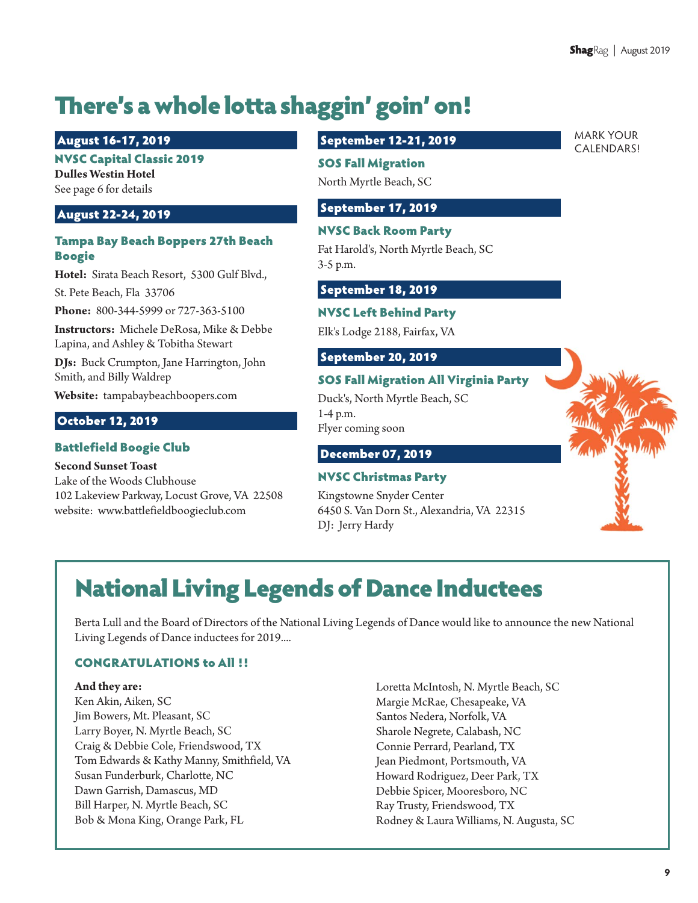# There's a whole lotta shaggin' goin' on!

MARK YOUR CALENDARS!

### August 16-17, 2019

**NVSC Capital Classic 2019**

**Dulles Westin Hotel**
See page 6 for details

### August 22-24, 2019

**Tampa Bay Beach Boppers 27th Beach Boogie**

**Hotel:** Sirata Beach Resort, 5300 Gulf Blvd., St. Pete Beach, Fla 33706

**Phone:** 800-344-5999 or 727-363-5100

**Instructors:** Michele DeRosa, Mike & Debbe Lapina, and Ashley & Tobitha Stewart

**DJs:** Buck Crumpton, Jane Harrington, John Smith, and Billy Waldrep

**Website:** tampabaybeachboopers.com

### October 12, 2019

**Battlefield Boogie Club**

**Second Sunset Toast**
Lake of the Woods Clubhouse
102 Lakeview Parkway, Locust Grove, VA 22508
website: www.battlefieldboogieclub.com

### September 12-21, 2019

**SOS Fall Migration**

North Myrtle Beach, SC

### September 17, 2019

**NVSC Back Room Party**

Fat Harold's, North Myrtle Beach, SC
3-5 p.m.

### September 18, 2019

**NVSC Left Behind Party**

Elk's Lodge 2188, Fairfax, VA

### September 20, 2019

**SOS Fall Migration All Virginia Party**

Duck's, North Myrtle Beach, SC
1-4 p.m.
Flyer coming soon

### December 07, 2019

**NVSC Christmas Party**

Kingstowne Snyder Center
6450 S. Van Dorn St., Alexandria, VA 22315
DJ: Jerry Hardy

# National Living Legends of Dance Inductees

Berta Lull and the Board of Directors of the National Living Legends of Dance would like to announce the new National Living Legends of Dance inductees for 2019....

**CONGRATULATIONS to All !!**

**And they are:**

Ken Akin, Aiken, SC
Jim Bowers, Mt. Pleasant, SC
Larry Boyer, N. Myrtle Beach, SC
Craig & Debbie Cole, Friendswood, TX
Tom Edwards & Kathy Manny, Smithfield, VA
Susan Funderburk, Charlotte, NC
Dawn Garrish, Damascus, MD
Bill Harper, N. Myrtle Beach, SC
Bob & Mona King, Orange Park, FL
Loretta McIntosh, N. Myrtle Beach, SC
Margie McRae, Chesapeake, VA
Santos Nedera, Norfolk, VA
Sharole Negrete, Calabash, NC
Connie Perrard, Pearland, TX
Jean Piedmont, Portsmouth, VA
Howard Rodriguez, Deer Park, TX
Debbie Spicer, Mooresboro, NC
Ray Trusty, Friendswood, TX
Rodney & Laura Williams, N. Augusta, SC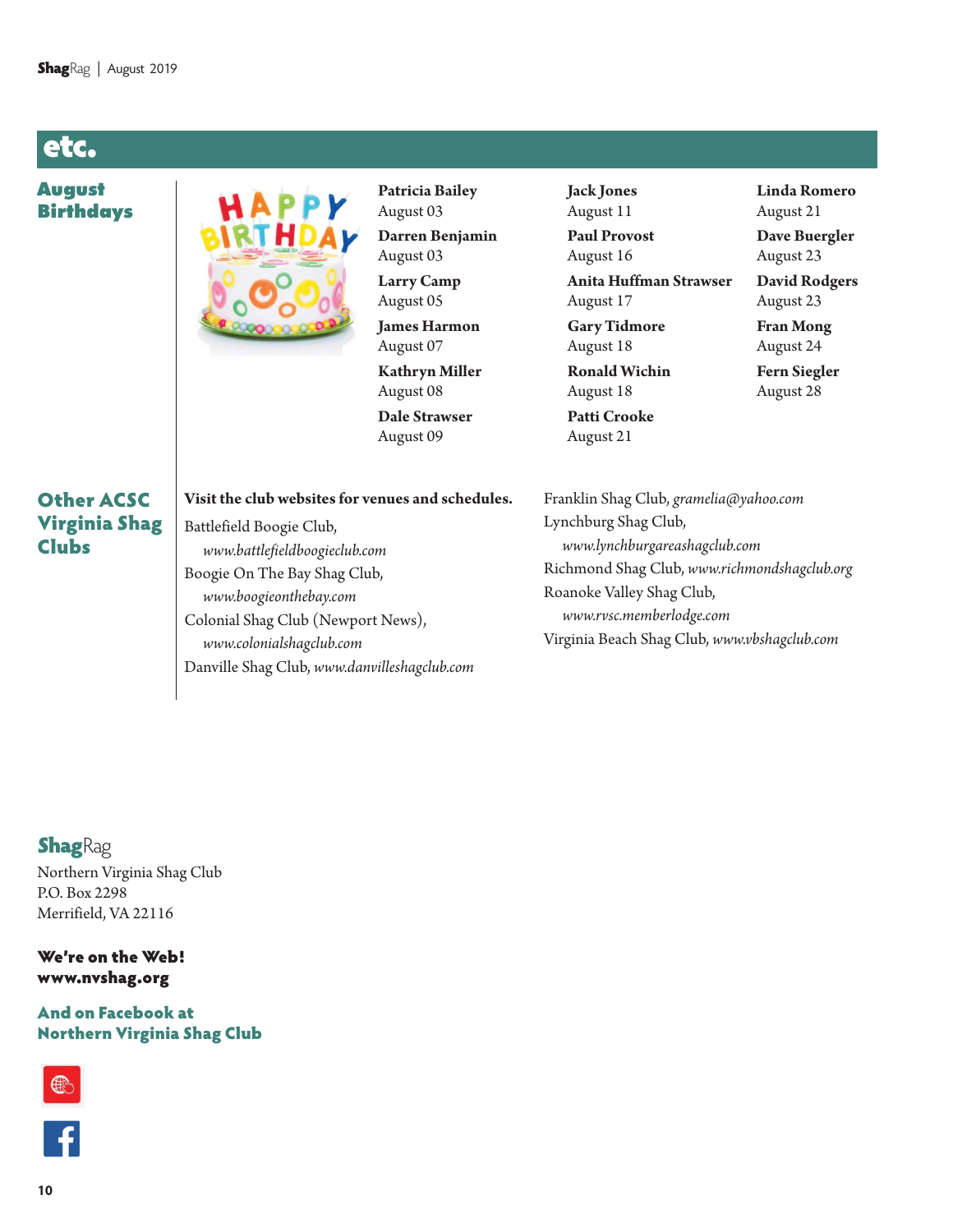# etc.

## August Birthdays

**Patricia Bailey**
August 03

**Darren Benjamin**
August 03

**Larry Camp**
August 05

**James Harmon**
August 07

**Kathryn Miller**
August 08

**Dale Strawser**
August 09

**Jack Jones**
August 11

**Paul Provost**
August 16

**Anita Huffman Strawser**
August 17

**Gary Tidmore**
August 18

**Ronald Wichin**
August 18

**Patti Crooke**
August 21

**Linda Romero**
August 21

**Dave Buergler**
August 23

**David Rodgers**
August 23

**Fran Mong**
August 24

**Fern Siegler**
August 28

## Other ACSC Virginia Shag Clubs

**Visit the club websites for venues and schedules.**

Battlefield Boogie Club, *www.battlefieldboogieclub.com*

Boogie On The Bay Shag Club, *www.boogieonthebay.com*

Colonial Shag Club (Newport News), *www.colonialshagclub.com*

Danville Shag Club, *www.danvilleshagclub.com*

Franklin Shag Club, *gramelia@yahoo.com*

Lynchburg Shag Club, *www.lynchburgareashagclub.com*

Richmond Shag Club, *www.richmondshagclub.org*

Roanoke Valley Shag Club, *www.rvsc.memberlodge.com*

Virginia Beach Shag Club, *www.vbshagclub.com*

**ShagRag**
Northern Virginia Shag Club
P.O. Box 2298
Merrifield, VA 22116

**We're on the Web!**
**www.nvshag.org**

**And on Facebook at**
**Northern Virginia Shag Club**